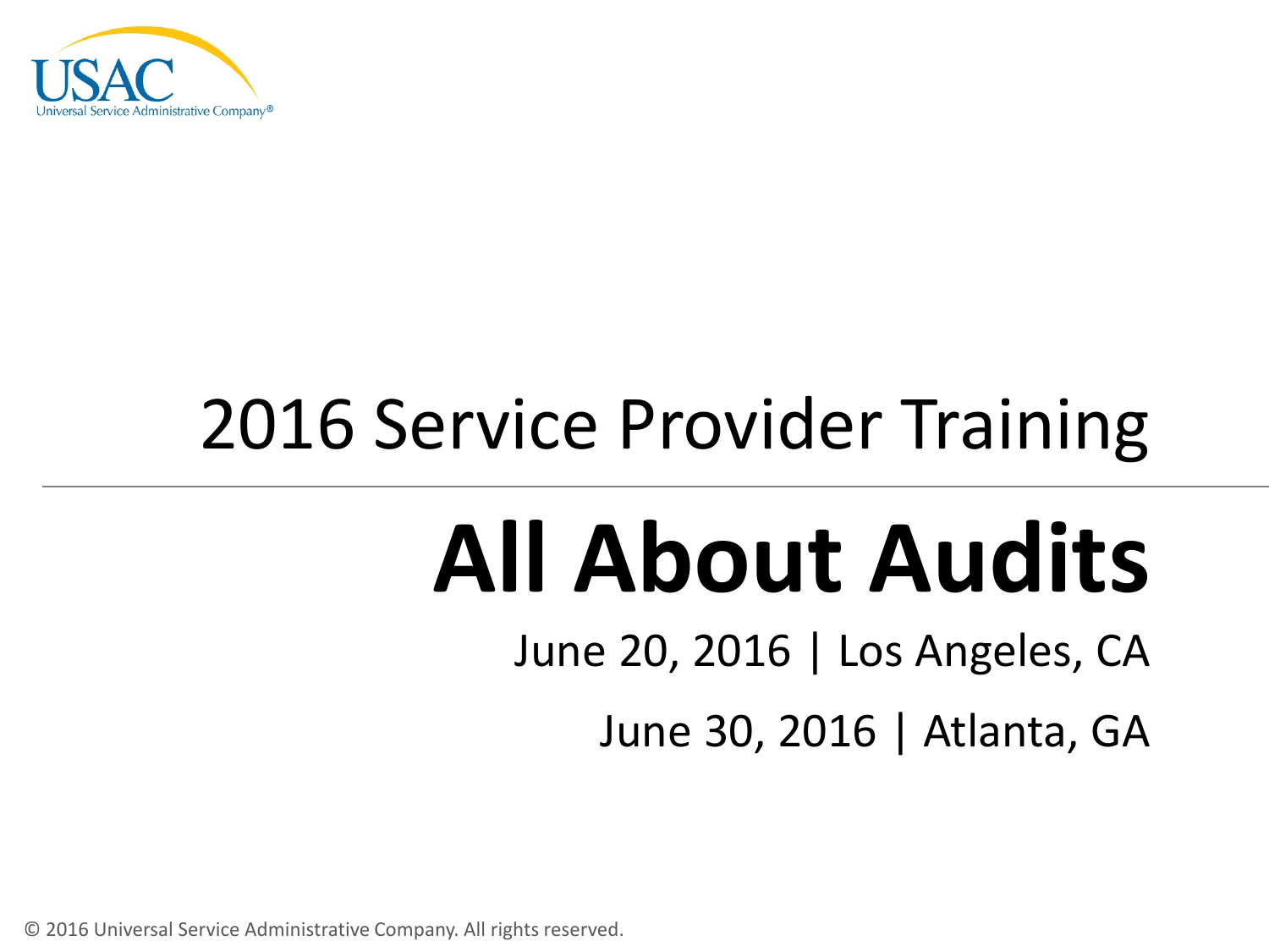USAC

Universal Service Administrative Company®

## 2016 Service Provider Training

# All About Audits

June 20, 2016 | Los Angeles, CA

June 30, 2016 | Atlanta, GA

© 2016 Universal Service Administrative Company. All rights reserved.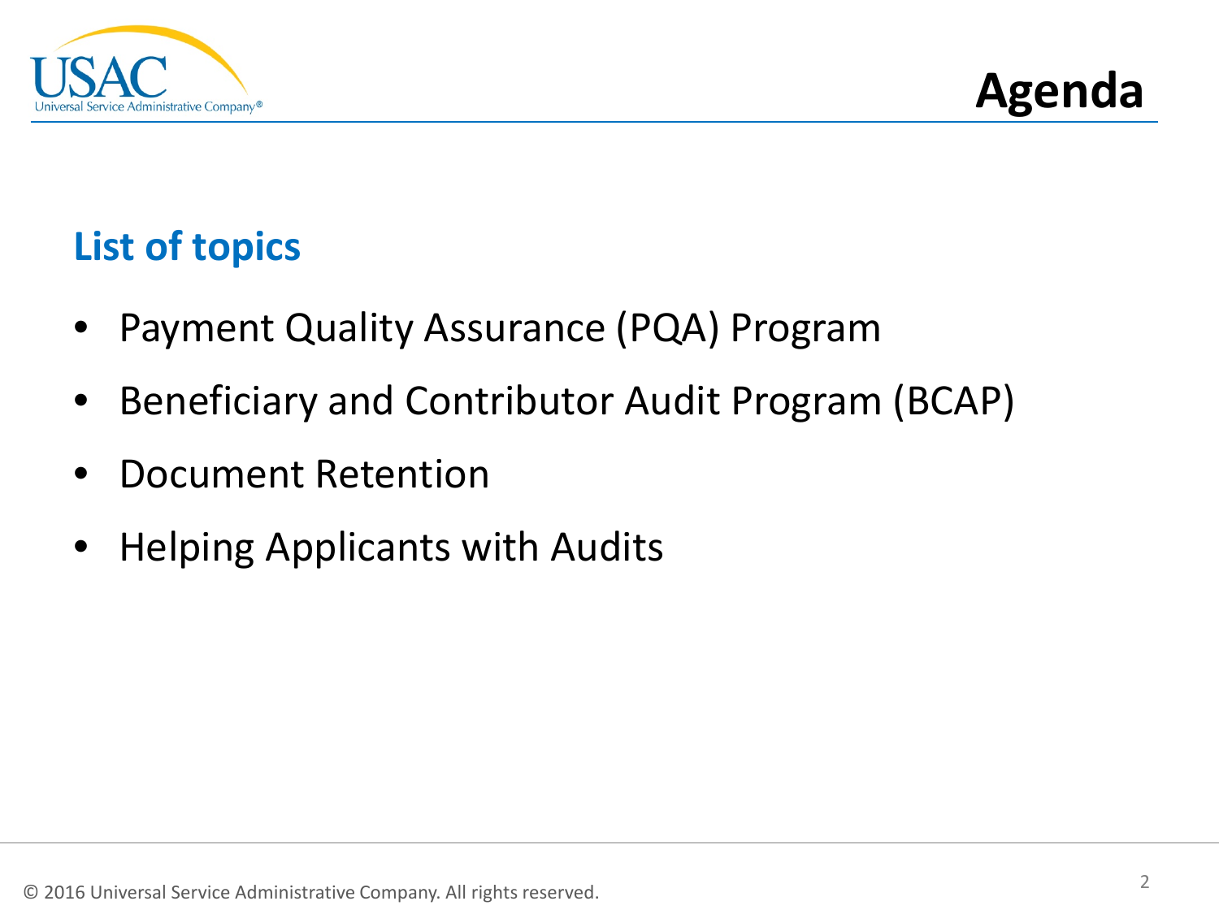# Agenda

## List of topics

- Payment Quality Assurance (PQA) Program
- Beneficiary and Contributor Audit Program (BCAP)
- Document Retention
- Helping Applicants with Audits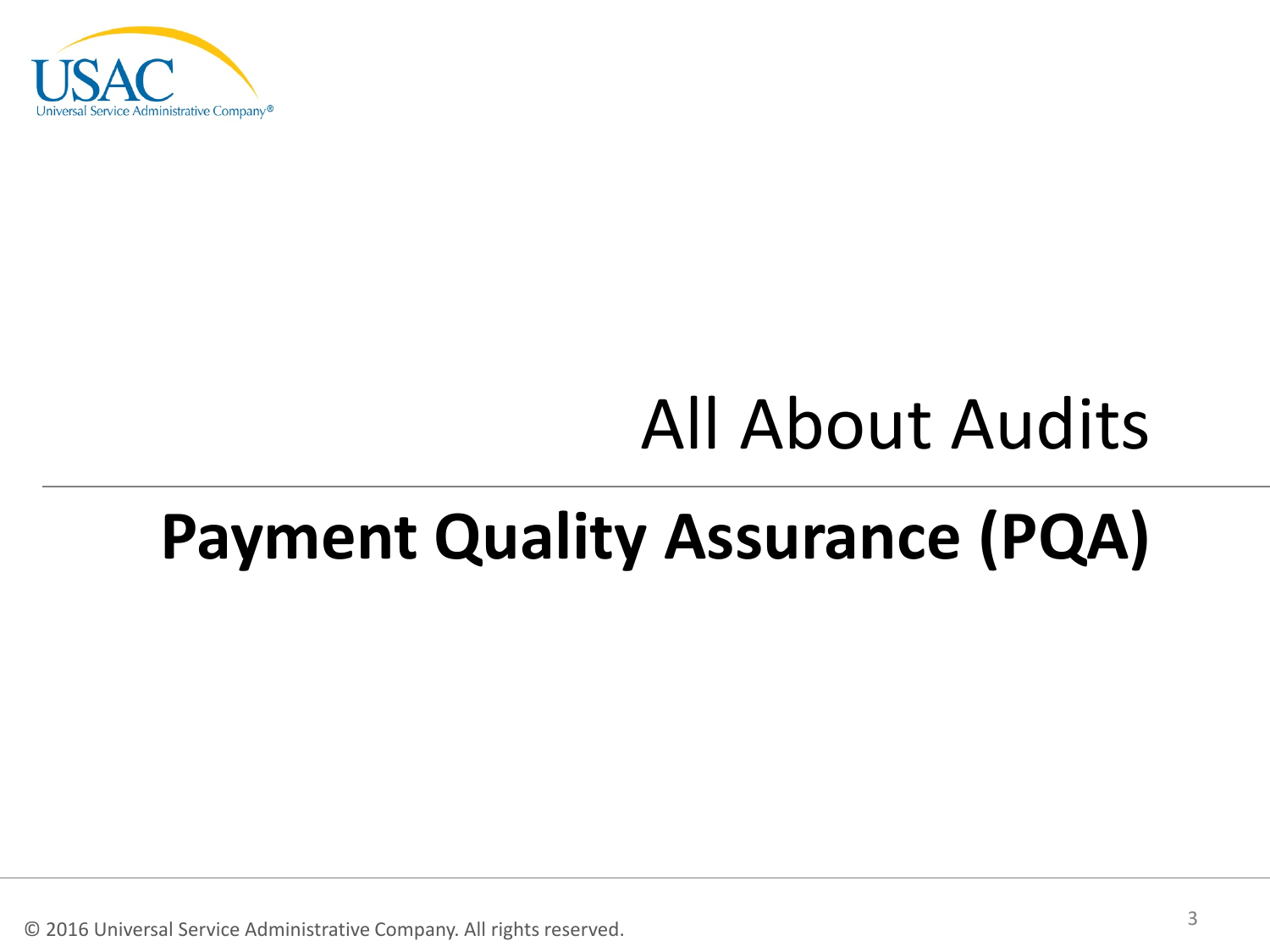# All About Audits

## Payment Quality Assurance (PQA)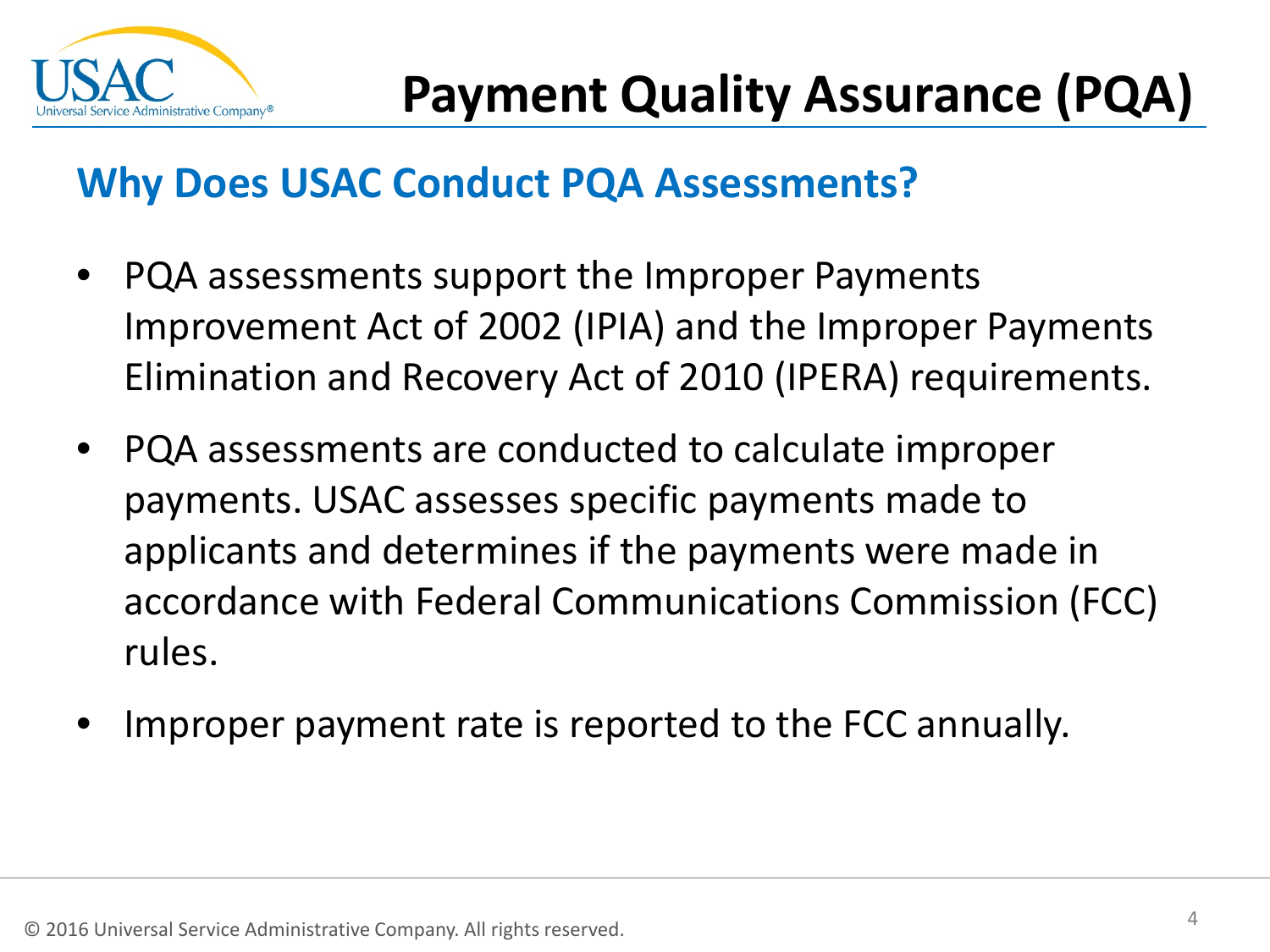# Payment Quality Assurance (PQA)

## Why Does USAC Conduct PQA Assessments?

- PQA assessments support the Improper Payments Improvement Act of 2002 (IPIA) and the Improper Payments Elimination and Recovery Act of 2010 (IPERA) requirements.
- PQA assessments are conducted to calculate improper payments. USAC assesses specific payments made to applicants and determines if the payments were made in accordance with Federal Communications Commission (FCC) rules.
- Improper payment rate is reported to the FCC annually.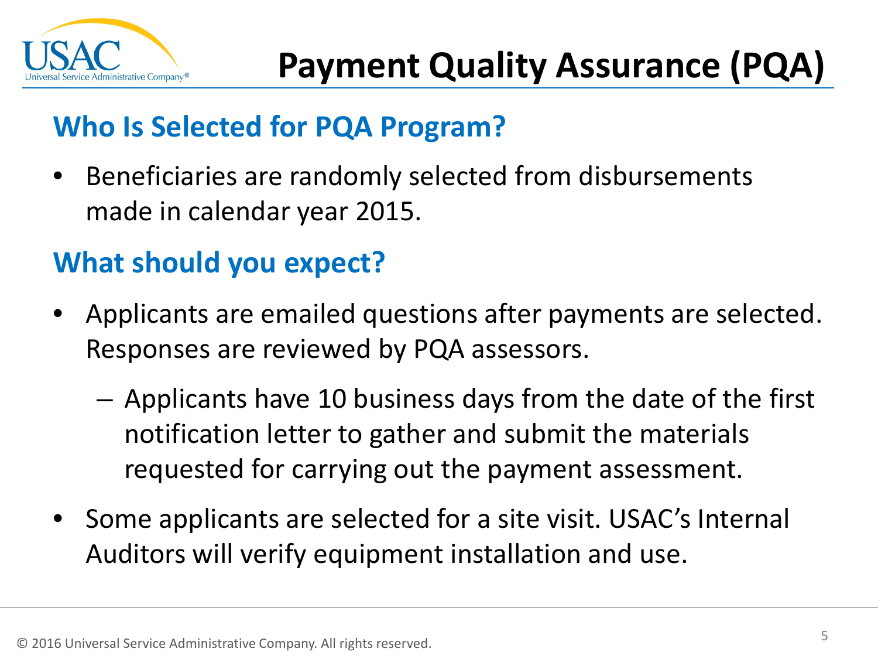# Payment Quality Assurance (PQA)

## Who Is Selected for PQA Program?

- Beneficiaries are randomly selected from disbursements made in calendar year 2015.

## What should you expect?

- Applicants are emailed questions after payments are selected. Responses are reviewed by PQA assessors.
  - Applicants have 10 business days from the date of the first notification letter to gather and submit the materials requested for carrying out the payment assessment.
- Some applicants are selected for a site visit. USAC's Internal Auditors will verify equipment installation and use.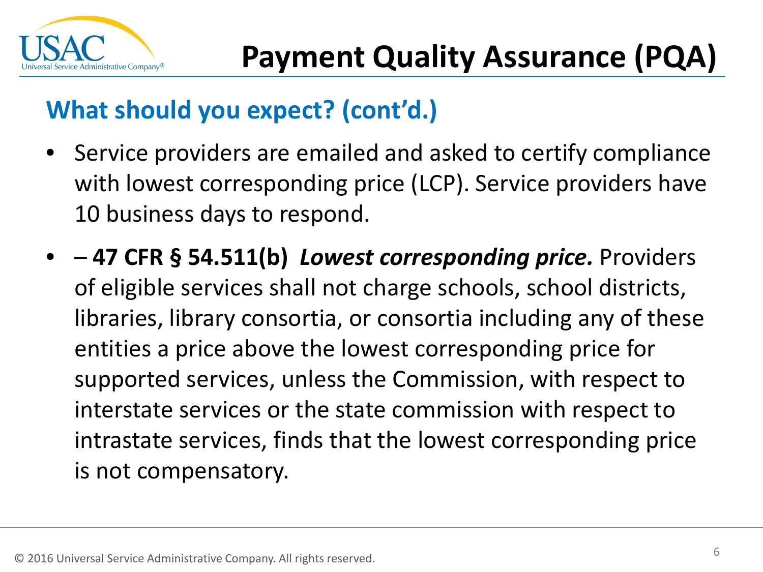# Payment Quality Assurance (PQA)

## What should you expect? (cont'd.)

- Service providers are emailed and asked to certify compliance with lowest corresponding price (LCP). Service providers have 10 business days to respond.
- – **47 CFR § 54.511(b)** ***Lowest corresponding price.*** Providers of eligible services shall not charge schools, school districts, libraries, library consortia, or consortia including any of these entities a price above the lowest corresponding price for supported services, unless the Commission, with respect to interstate services or the state commission with respect to intrastate services, finds that the lowest corresponding price is not compensatory.

© 2016 Universal Service Administrative Company. All rights reserved.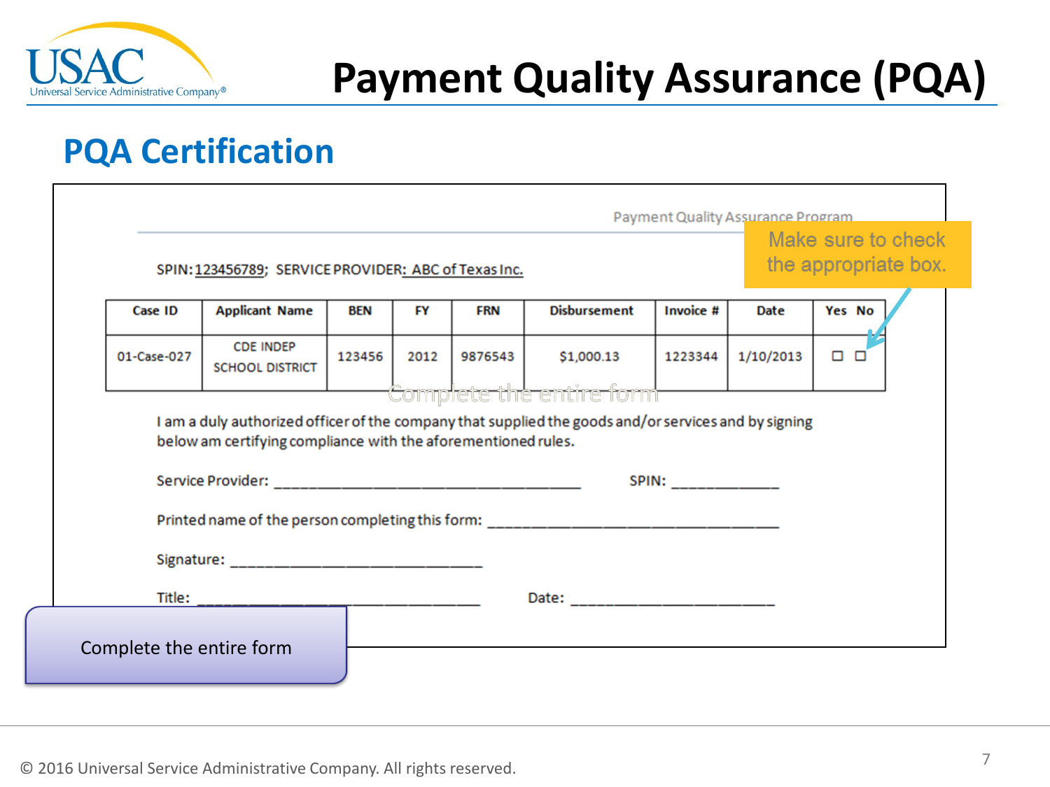# Payment Quality Assurance (PQA)

## PQA Certification

Payment Quality Assurance Program

Make sure to check the appropriate box.

SPIN: 123456789; SERVICE PROVIDER: ABC of Texas Inc.

| Case ID | Applicant Name | BEN | FY | FRN | Disbursement | Invoice # | Date | Yes | No |
|---|---|---|---|---|---|---|---|---|---|
| 01-Case-027 | CDE INDEP SCHOOL DISTRICT | 123456 | 2012 | 9876543 | $1,000.13 | 1223344 | 1/10/2013 | ☐ | ☐ |

Complete the entire form

I am a duly authorized officer of the company that supplied the goods and/or services and by signing below am certifying compliance with the aforementioned rules.

Service Provider: ______________________________ SPIN: ___________

Printed name of the person completing this form: ______________________________

Signature: ______________________________

Title: ______________________________ Date: ______________________

Complete the entire form

© 2016 Universal Service Administrative Company. All rights reserved.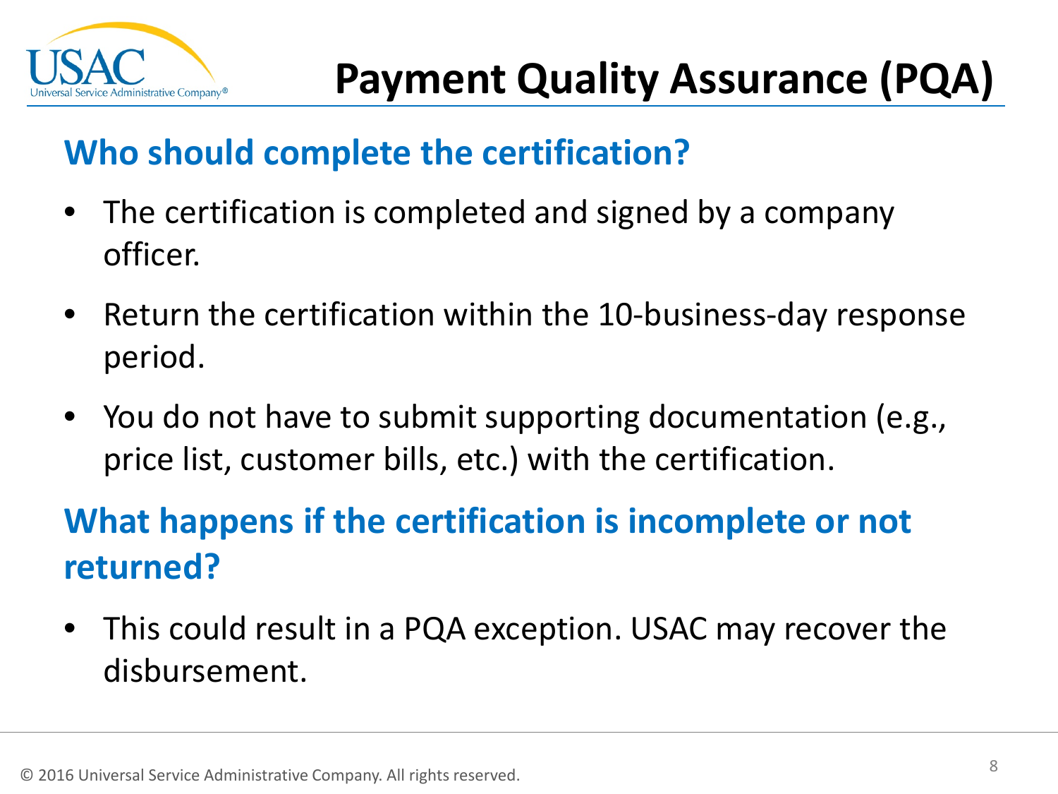# Payment Quality Assurance (PQA)

## Who should complete the certification?

- The certification is completed and signed by a company officer.
- Return the certification within the 10-business-day response period.
- You do not have to submit supporting documentation (e.g., price list, customer bills, etc.) with the certification.

## What happens if the certification is incomplete or not returned?

- This could result in a PQA exception. USAC may recover the disbursement.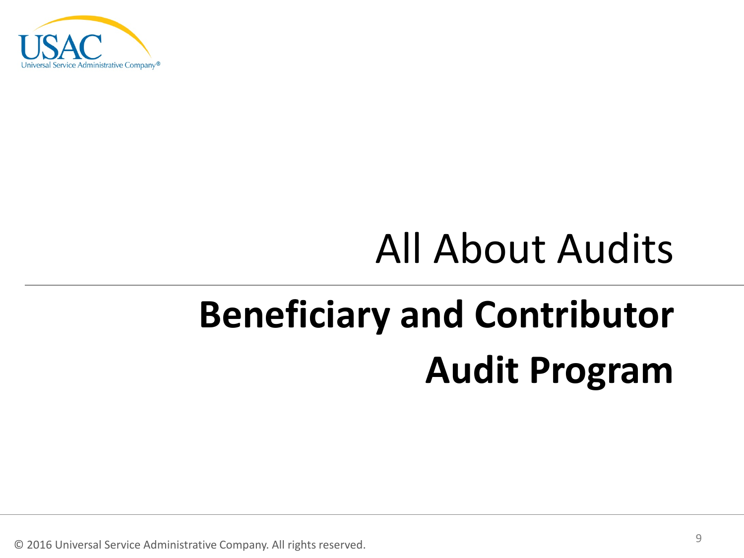# All About Audits

## Beneficiary and Contributor Audit Program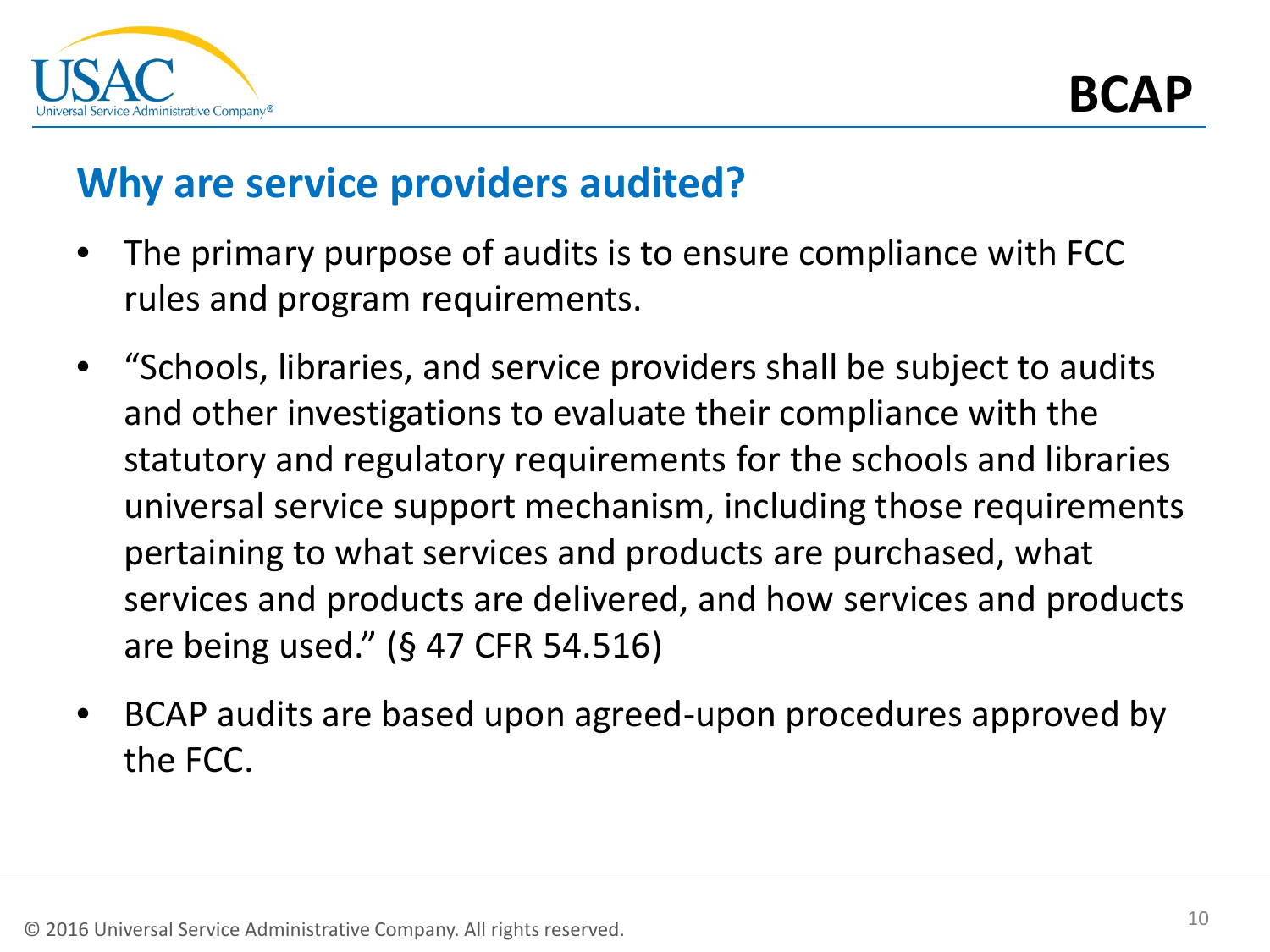# Why are service providers audited?

- The primary purpose of audits is to ensure compliance with FCC rules and program requirements.
- "Schools, libraries, and service providers shall be subject to audits and other investigations to evaluate their compliance with the statutory and regulatory requirements for the schools and libraries universal service support mechanism, including those requirements pertaining to what services and products are purchased, what services and products are delivered, and how services and products are being used." (§ 47 CFR 54.516)
- BCAP audits are based upon agreed-upon procedures approved by the FCC.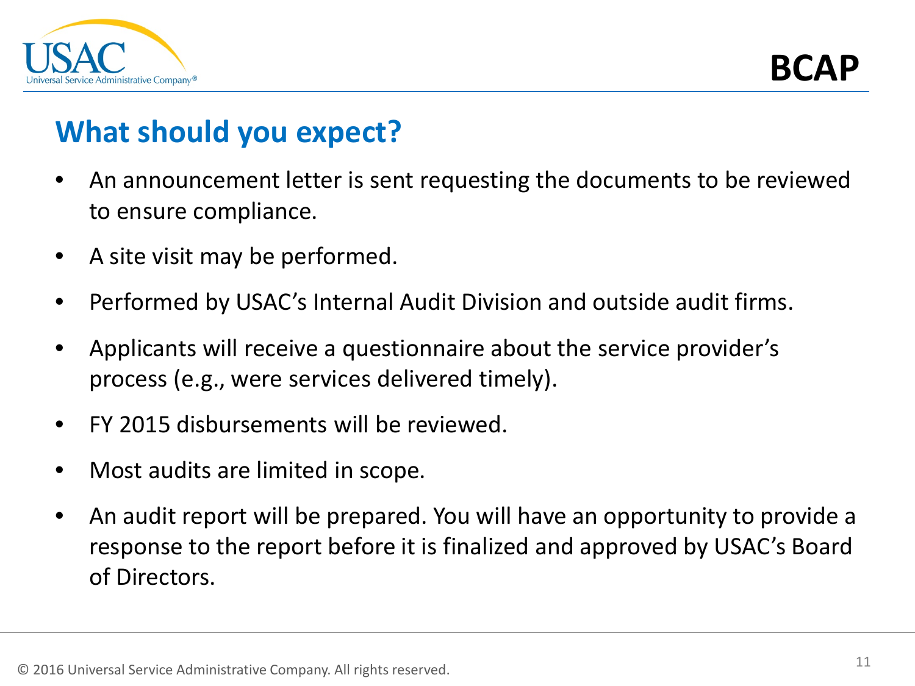BCAP

## What should you expect?

- An announcement letter is sent requesting the documents to be reviewed to ensure compliance.
- A site visit may be performed.
- Performed by USAC's Internal Audit Division and outside audit firms.
- Applicants will receive a questionnaire about the service provider's process (e.g., were services delivered timely).
- FY 2015 disbursements will be reviewed.
- Most audits are limited in scope.
- An audit report will be prepared. You will have an opportunity to provide a response to the report before it is finalized and approved by USAC's Board of Directors.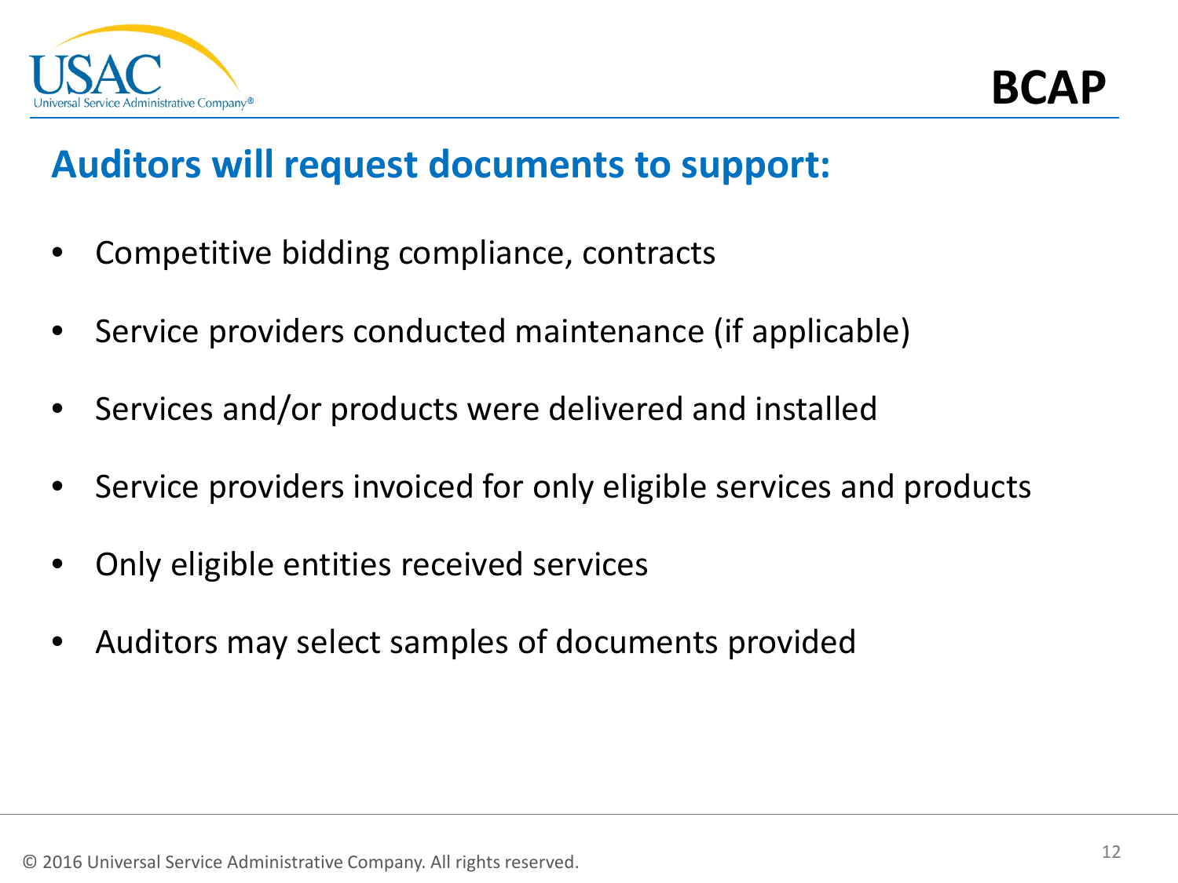## Auditors will request documents to support:

- Competitive bidding compliance, contracts
- Service providers conducted maintenance (if applicable)
- Services and/or products were delivered and installed
- Service providers invoiced for only eligible services and products
- Only eligible entities received services
- Auditors may select samples of documents provided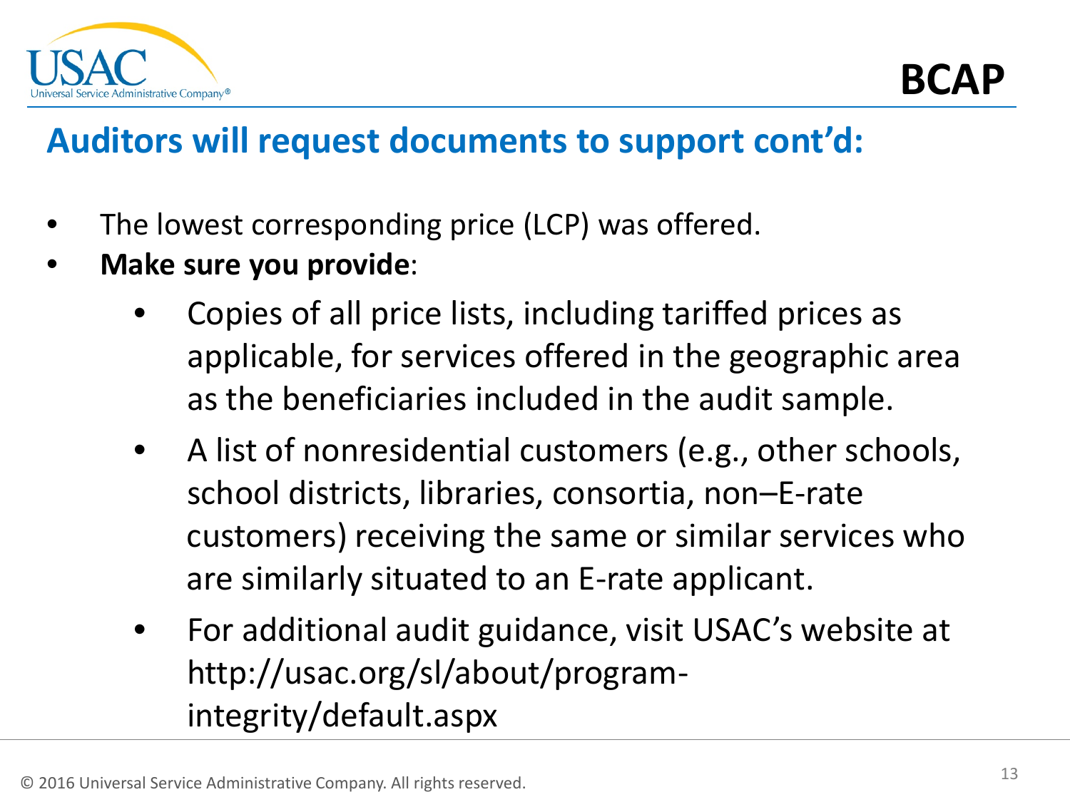# Auditors will request documents to support cont'd:

- The lowest corresponding price (LCP) was offered.
- **Make sure you provide**:
  - Copies of all price lists, including tariffed prices as applicable, for services offered in the geographic area as the beneficiaries included in the audit sample.
  - A list of nonresidential customers (e.g., other schools, school districts, libraries, consortia, non–E-rate customers) receiving the same or similar services who are similarly situated to an E-rate applicant.
  - For additional audit guidance, visit USAC's website at http://usac.org/sl/about/program-integrity/default.aspx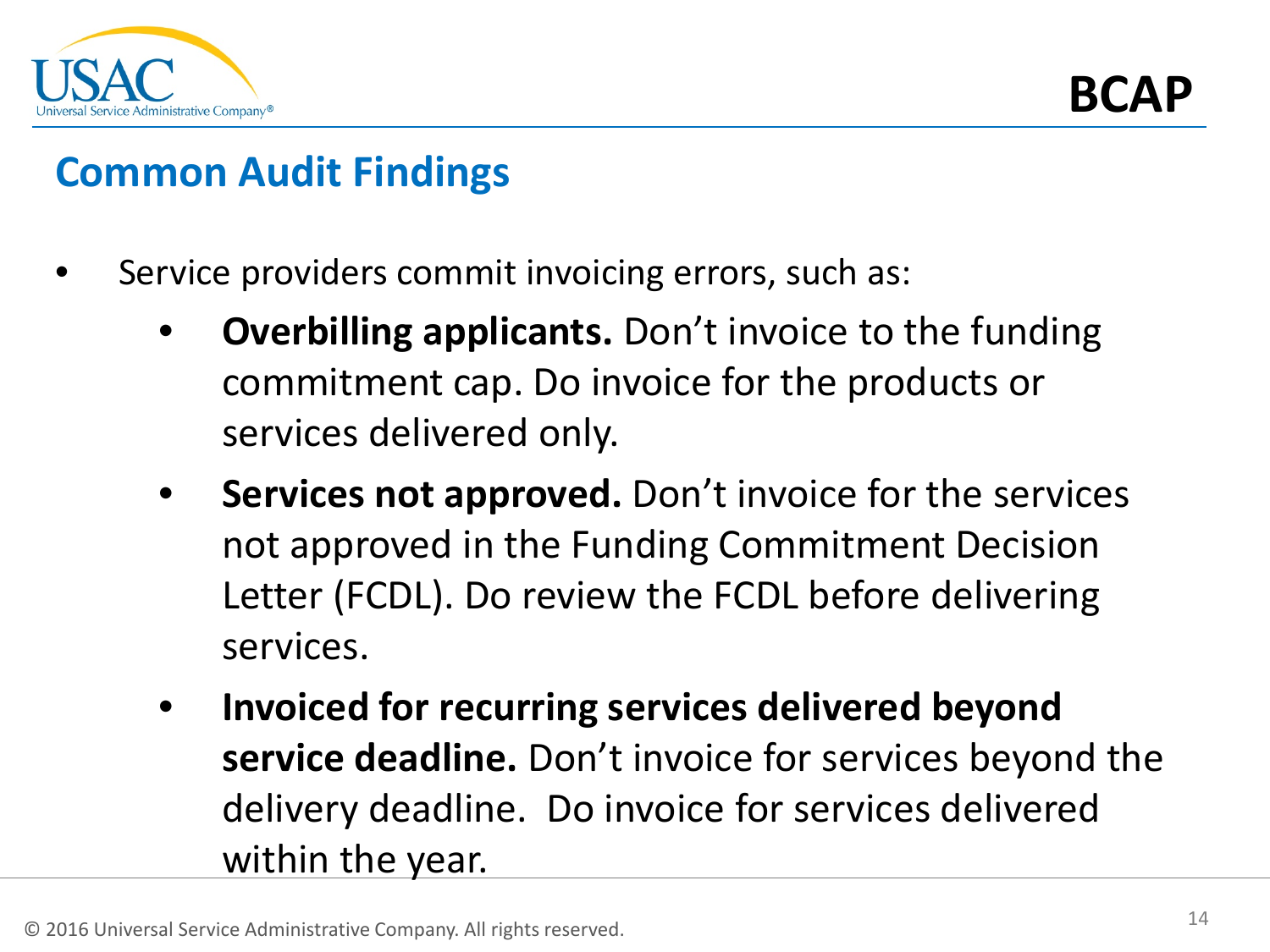## Common Audit Findings

- Service providers commit invoicing errors, such as:
  - **Overbilling applicants.** Don't invoice to the funding commitment cap. Do invoice for the products or services delivered only.
  - **Services not approved.** Don't invoice for the services not approved in the Funding Commitment Decision Letter (FCDL). Do review the FCDL before delivering services.
  - **Invoiced for recurring services delivered beyond service deadline.** Don't invoice for services beyond the delivery deadline. Do invoice for services delivered within the year.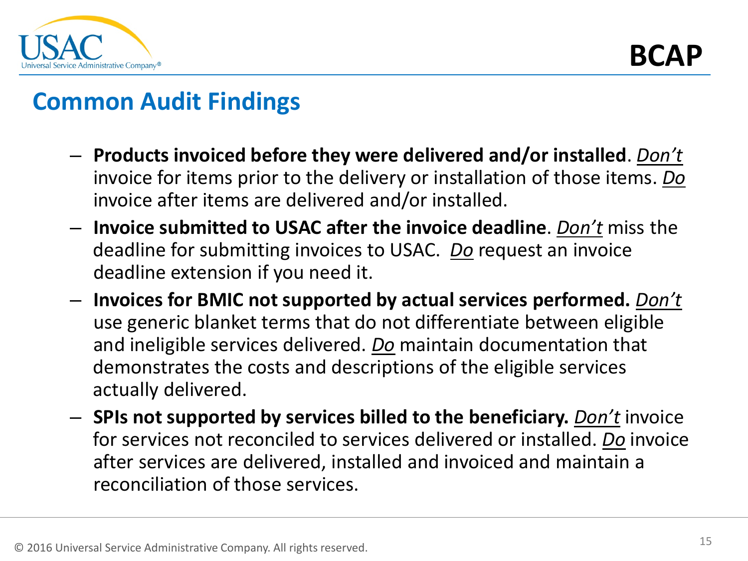BCAP

## Common Audit Findings

- **Products invoiced before they were delivered and/or installed**. *<u>Don't</u>* invoice for items prior to the delivery or installation of those items. *<u>Do</u>* invoice after items are delivered and/or installed.
- **Invoice submitted to USAC after the invoice deadline**. *<u>Don't</u>* miss the deadline for submitting invoices to USAC. *<u>Do</u>* request an invoice deadline extension if you need it.
- **Invoices for BMIC not supported by actual services performed.** *<u>Don't</u>* use generic blanket terms that do not differentiate between eligible and ineligible services delivered. *<u>Do</u>* maintain documentation that demonstrates the costs and descriptions of the eligible services actually delivered.
- **SPIs not supported by services billed to the beneficiary.** *<u>Don't</u>* invoice for services not reconciled to services delivered or installed. *<u>Do</u>* invoice after services are delivered, installed and invoiced and maintain a reconciliation of those services.

© 2016 Universal Service Administrative Company. All rights reserved.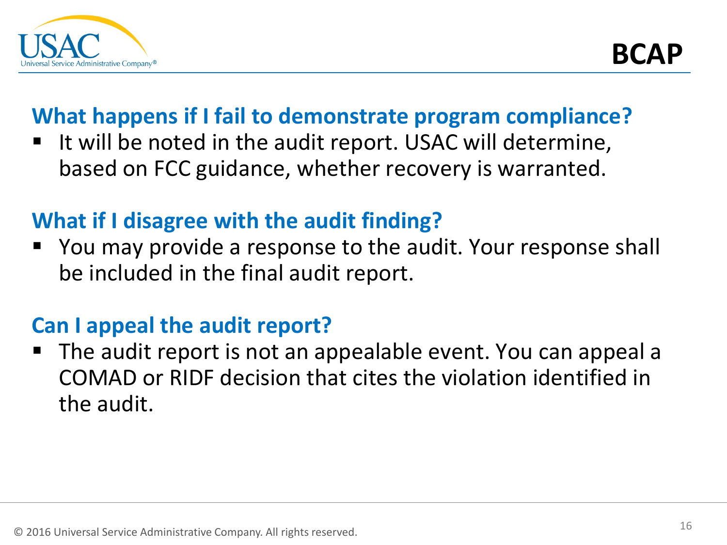# BCAP

## What happens if I fail to demonstrate program compliance?

- It will be noted in the audit report. USAC will determine, based on FCC guidance, whether recovery is warranted.

## What if I disagree with the audit finding?

- You may provide a response to the audit. Your response shall be included in the final audit report.

## Can I appeal the audit report?

- The audit report is not an appealable event. You can appeal a COMAD or RIDF decision that cites the violation identified in the audit.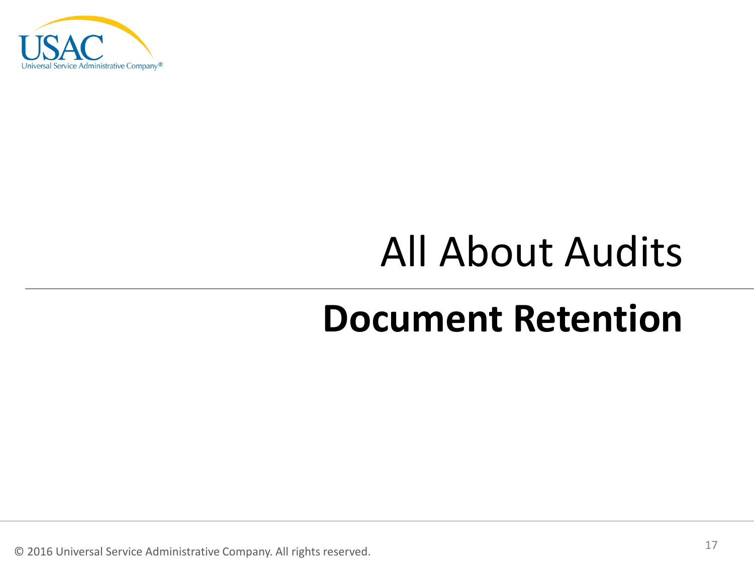# All About Audits

## Document Retention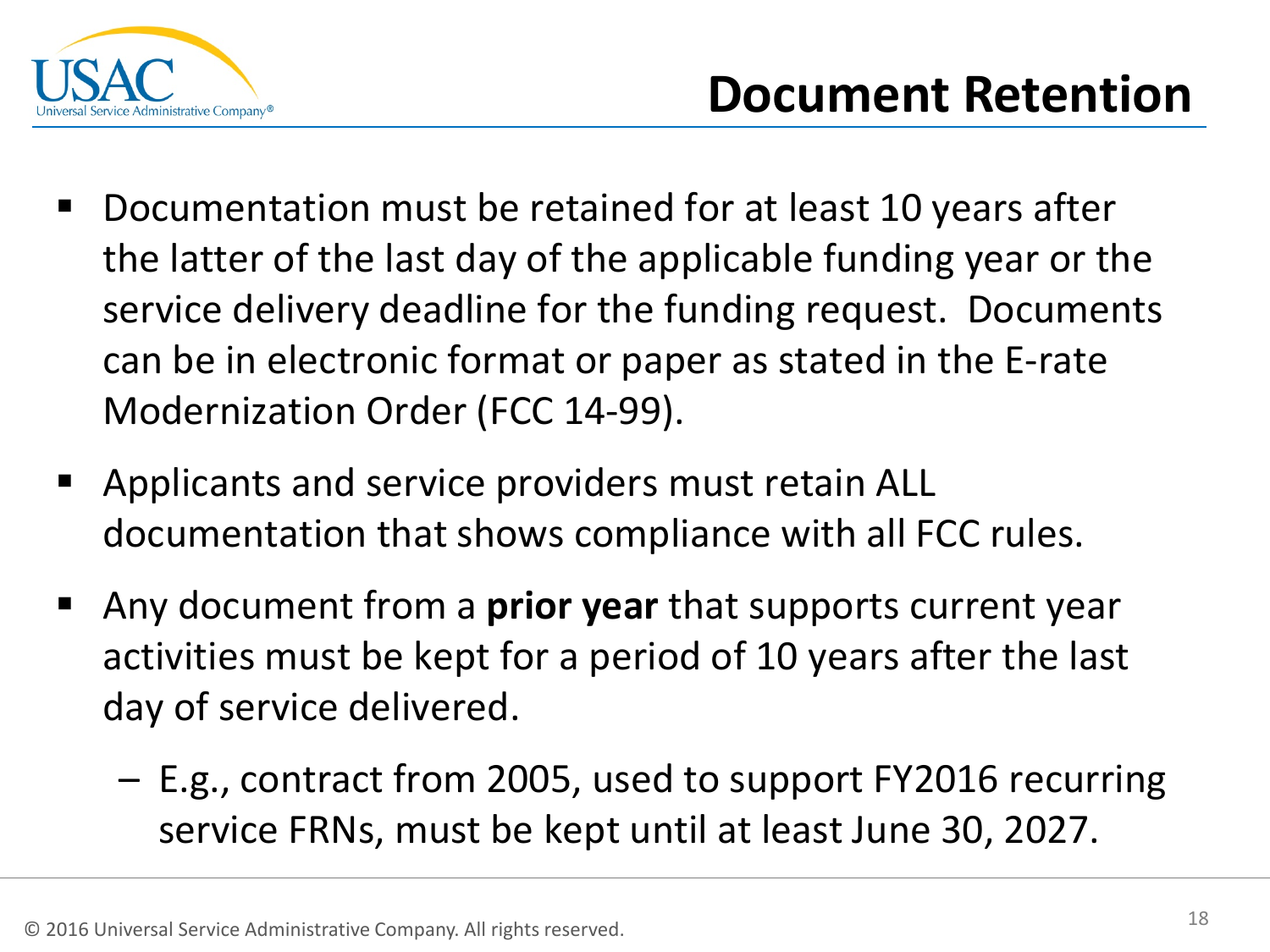# Document Retention

- Documentation must be retained for at least 10 years after the latter of the last day of the applicable funding year or the service delivery deadline for the funding request. Documents can be in electronic format or paper as stated in the E-rate Modernization Order (FCC 14-99).
- Applicants and service providers must retain ALL documentation that shows compliance with all FCC rules.
- Any document from a **prior year** that supports current year activities must be kept for a period of 10 years after the last day of service delivered.
  - E.g., contract from 2005, used to support FY2016 recurring service FRNs, must be kept until at least June 30, 2027.

© 2016 Universal Service Administrative Company. All rights reserved.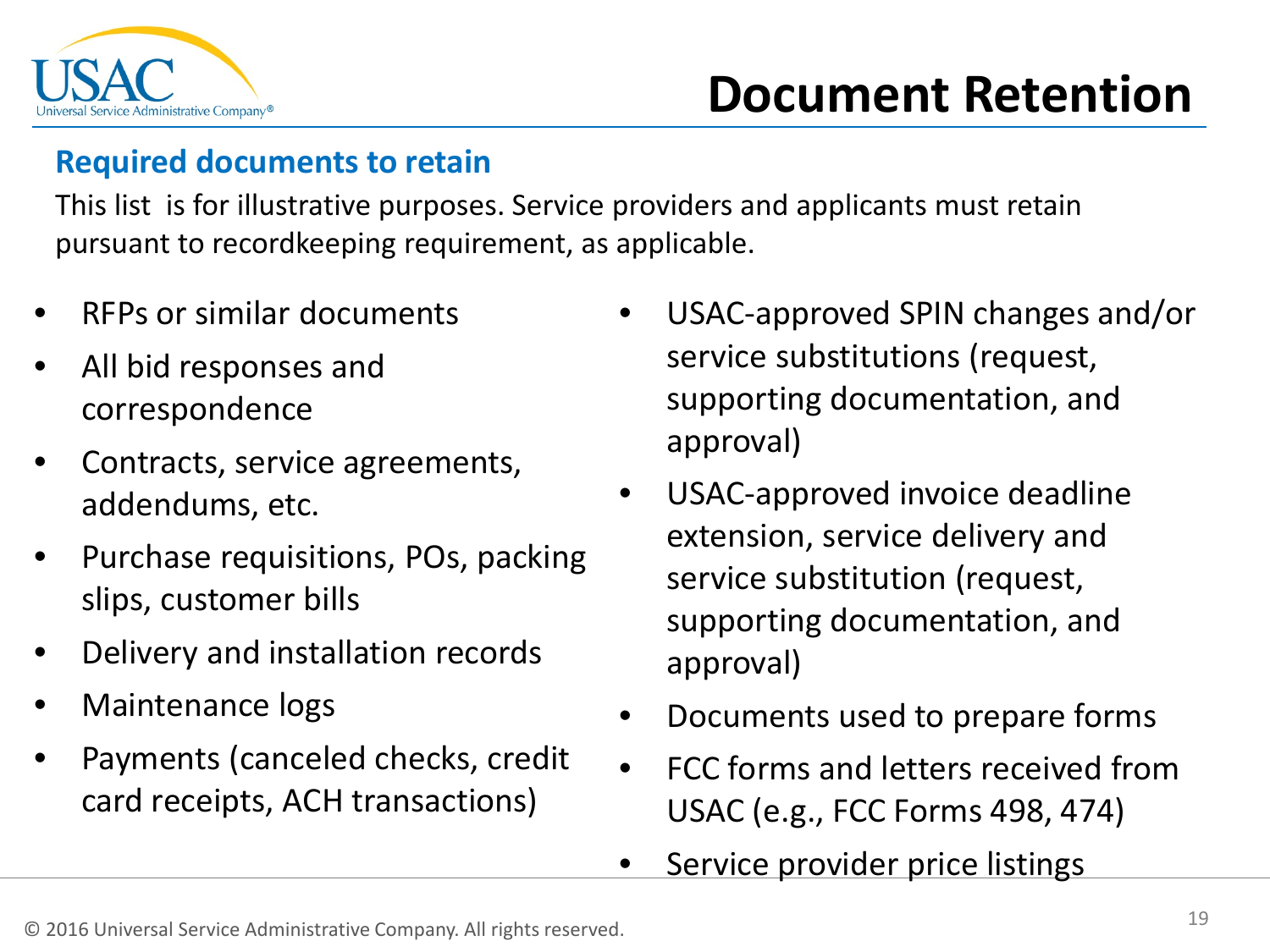# Document Retention

## Required documents to retain

This list is for illustrative purposes. Service providers and applicants must retain pursuant to recordkeeping requirement, as applicable.

- RFPs or similar documents
- All bid responses and correspondence
- Contracts, service agreements, addendums, etc.
- Purchase requisitions, POs, packing slips, customer bills
- Delivery and installation records
- Maintenance logs
- Payments (canceled checks, credit card receipts, ACH transactions)
- USAC-approved SPIN changes and/or service substitutions (request, supporting documentation, and approval)
- USAC-approved invoice deadline extension, service delivery and service substitution (request, supporting documentation, and approval)
- Documents used to prepare forms
- FCC forms and letters received from USAC (e.g., FCC Forms 498, 474)
- Service provider price listings

© 2016 Universal Service Administrative Company. All rights reserved.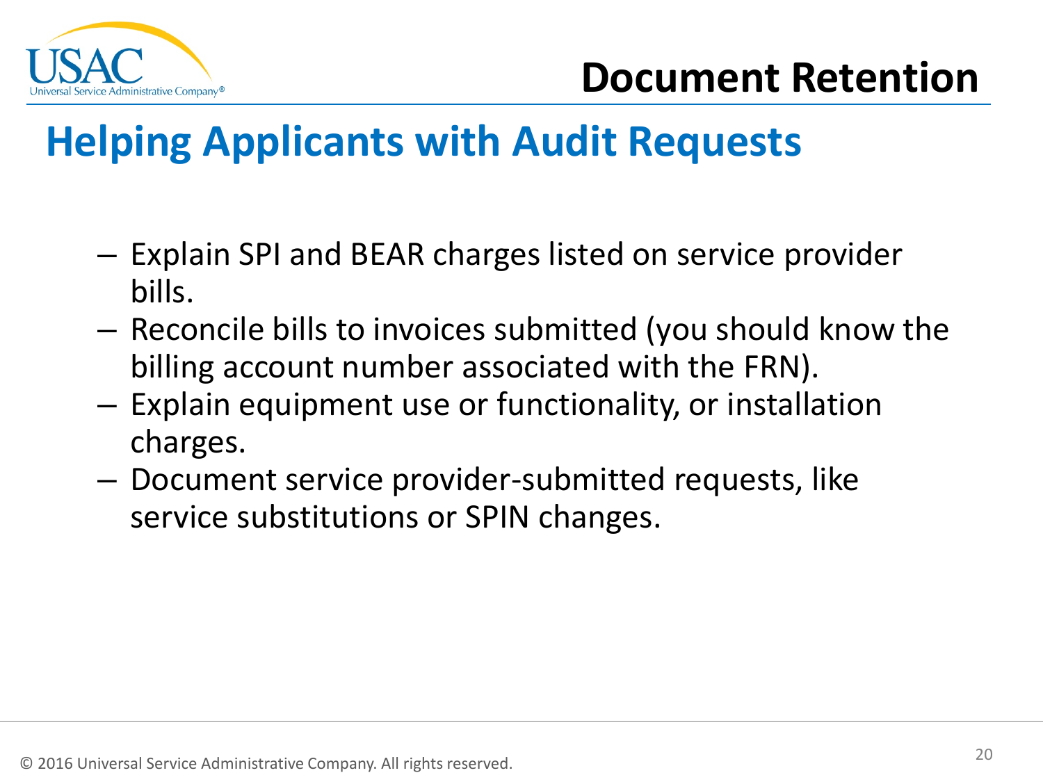# Document Retention

## Helping Applicants with Audit Requests

- Explain SPI and BEAR charges listed on service provider bills.
- Reconcile bills to invoices submitted (you should know the billing account number associated with the FRN).
- Explain equipment use or functionality, or installation charges.
- Document service provider-submitted requests, like service substitutions or SPIN changes.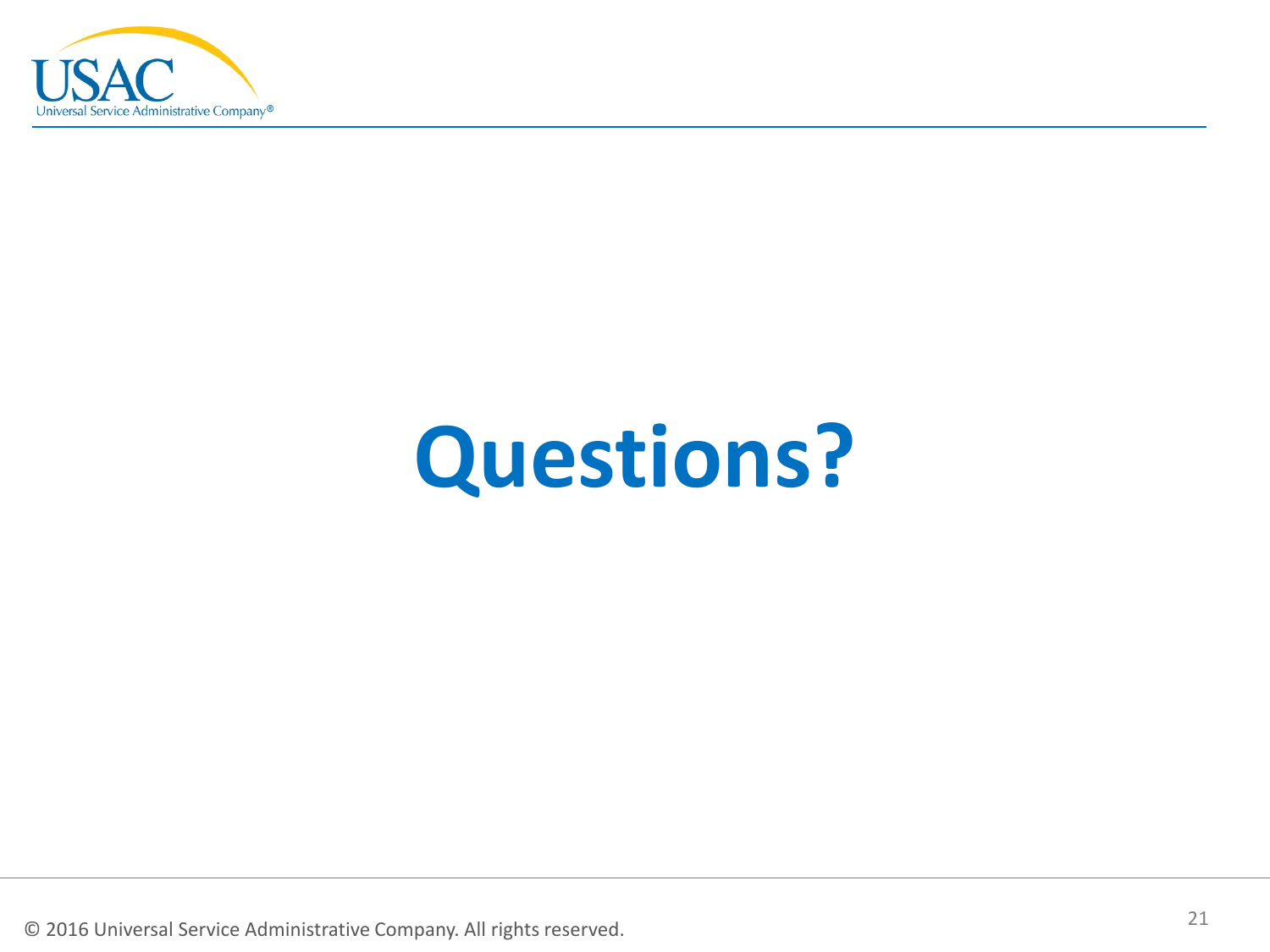# Questions?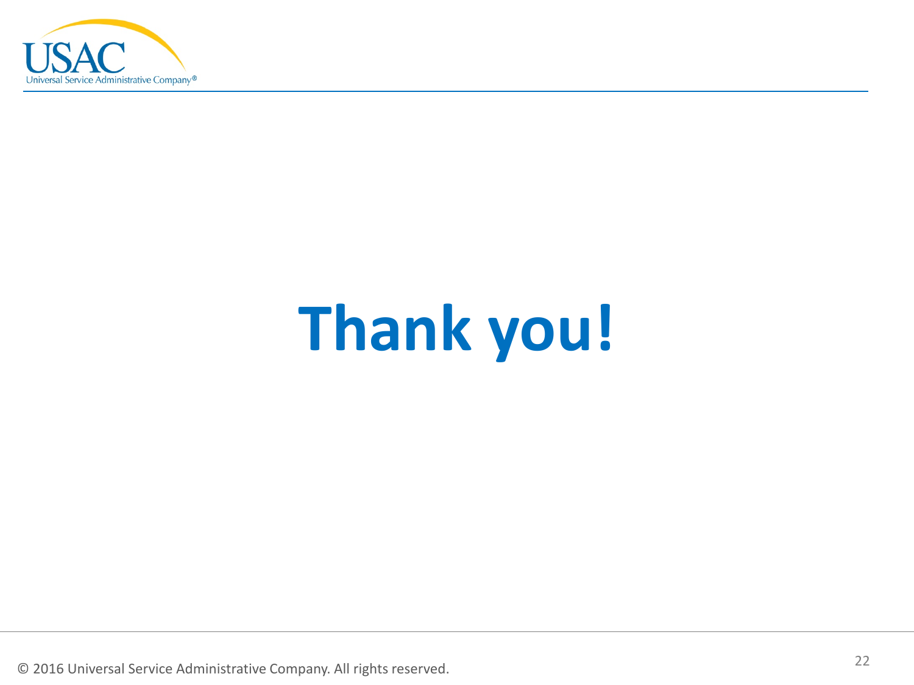# Thank you!

© 2016 Universal Service Administrative Company. All rights reserved.